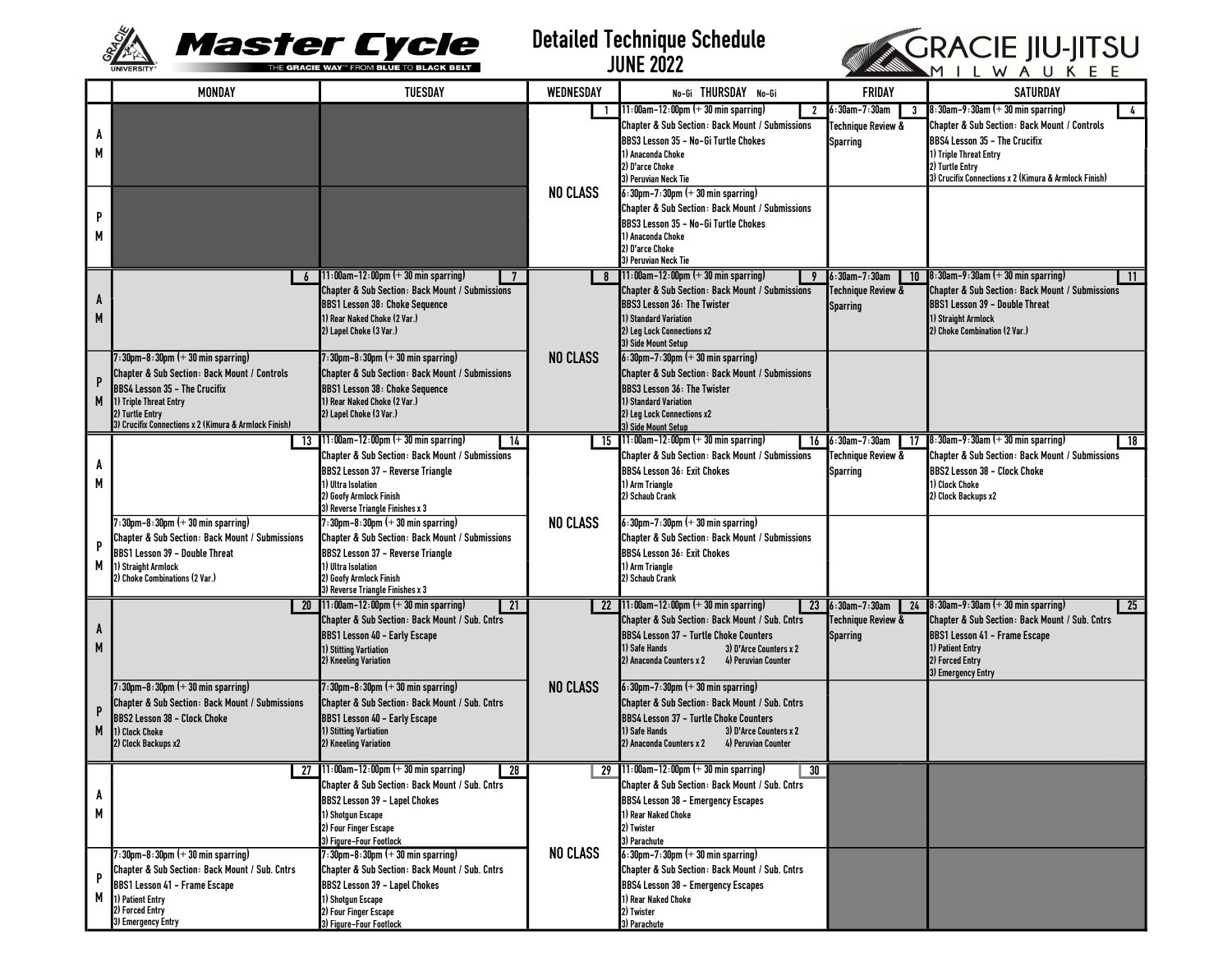# Master Cycle

THE GRACIE WAY™ FROM BLUE TO BLACK BELT

## Detailed Technique Schedule JUNE 2022

GRACIE JIU-JITSU MILWAUKEE

| | MONDAY | TUESDAY | WEDNESDAY | No-Gi THURSDAY No-Gi | FRIDAY | SATURDAY |
|---|---|---|---|---|---|---|
| AM | | | 1 NO CLASS | 2 11:00am-12:00pm (+ 30 min sparring) Chapter & Sub Section: Back Mount / Submissions BBS3 Lesson 35 - No-Gi Turtle Chokes 1) Anaconda Choke 2) D'arce Choke 3) Peruvian Neck Tie | 3 6:30am-7:30am Technique Review & Sparring | 4 8:30am-9:30am (+ 30 min sparring) Chapter & Sub Section: Back Mount / Controls BBS4 Lesson 35 - The Crucifix 1) Triple Threat Entry 2) Turtle Entry 3) Crucifix Connections x 2 (Kimura & Armlock Finish) |
| PM | | | NO CLASS | 6:30pm-7:30pm (+ 30 min sparring) Chapter & Sub Section: Back Mount / Submissions BBS3 Lesson 35 - No-Gi Turtle Chokes 1) Anaconda Choke 2) D'arce Choke 3) Peruvian Neck Tie | | |
| AM | 6 | 7 11:00am-12:00pm (+ 30 min sparring) Chapter & Sub Section: Back Mount / Submissions BBS1 Lesson 38: Choke Sequence 1) Rear Naked Choke (2 Var.) 2) Lapel Choke (3 Var.) | 8 NO CLASS | 9 11:00am-12:00pm (+ 30 min sparring) Chapter & Sub Section: Back Mount / Submissions BBS3 Lesson 36: The Twister 1) Standard Variation 2) Leg Lock Connections x2 3) Side Mount Setup | 10 6:30am-7:30am Technique Review & Sparring | 11 8:30am-9:30am (+ 30 min sparring) Chapter & Sub Section: Back Mount / Submissions BBS1 Lesson 39 - Double Threat 1) Straight Armlock 2) Choke Combination (2 Var.) |
| PM | 7:30pm-8:30pm (+ 30 min sparring) Chapter & Sub Section: Back Mount / Controls BBS4 Lesson 35 - The Crucifix 1) Triple Threat Entry 2) Turtle Entry 3) Crucifix Connections x 2 (Kimura & Armlock Finish) | 7:30pm-8:30pm (+ 30 min sparring) Chapter & Sub Section: Back Mount / Submissions BBS1 Lesson 38: Choke Sequence 1) Rear Naked Choke (2 Var.) 2) Lapel Choke (3 Var.) | NO CLASS | 6:30pm-7:30pm (+ 30 min sparring) Chapter & Sub Section: Back Mount / Submissions BBS3 Lesson 36: The Twister 1) Standard Variation 2) Leg Lock Connections x2 3) Side Mount Setup | | |
| AM | 13 | 14 11:00am-12:00pm (+ 30 min sparring) Chapter & Sub Section: Back Mount / Submissions BBS2 Lesson 37 - Reverse Triangle 1) Ultra Isolation 2) Goofy Armlock Finish 3) Reverse Triangle Finishes x 3 | 15 NO CLASS | 16 11:00am-12:00pm (+ 30 min sparring) Chapter & Sub Section: Back Mount / Submissions BBS4 Lesson 36: Exit Chokes 1) Arm Triangle 2) Schaub Crank | 17 6:30am-7:30am Technique Review & Sparring | 18 8:30am-9:30am (+ 30 min sparring) Chapter & Sub Section: Back Mount / Submissions BBS2 Lesson 38 - Clock Choke 1) Clock Choke 2) Clock Backups x2 |
| PM | 7:30pm-8:30pm (+ 30 min sparring) Chapter & Sub Section: Back Mount / Submissions BBS1 Lesson 39 - Double Threat 1) Straight Armlock 2) Choke Combinations (2 Var.) | 7:30pm-8:30pm (+ 30 min sparring) Chapter & Sub Section: Back Mount / Submissions BBS2 Lesson 37 - Reverse Triangle 1) Ultra Isolation 2) Goofy Armlock Finish 3) Reverse Triangle Finishes x 3 | NO CLASS | 6:30pm-7:30pm (+ 30 min sparring) Chapter & Sub Section: Back Mount / Submissions BBS4 Lesson 36: Exit Chokes 1) Arm Triangle 2) Schaub Crank | | |
| AM | 20 | 21 11:00am-12:00pm (+ 30 min sparring) Chapter & Sub Section: Back Mount / Sub. Cntrs BBS1 Lesson 40 - Early Escape 1) Stitting Vartiation 2) Kneeling Variation | 22 NO CLASS | 23 11:00am-12:00pm (+ 30 min sparring) Chapter & Sub Section: Back Mount / Sub. Cntrs BBS4 Lesson 37 - Turtle Choke Counters 1) Safe Hands 2) Anaconda Counters x 2 3) D'Arce Counters x 2 4) Peruvian Counter | 24 6:30am-7:30am Technique Review & Sparring | 25 8:30am-9:30am (+ 30 min sparring) Chapter & Sub Section: Back Mount / Sub. Cntrs BBS1 Lesson 41 - Frame Escape 1) Patient Entry 2) Forced Entry 3) Emergency Entry |
| PM | 7:30pm-8:30pm (+ 30 min sparring) Chapter & Sub Section: Back Mount / Submissions BBS2 Lesson 38 - Clock Choke 1) Clock Choke 2) Clock Backups x2 | 7:30pm-8:30pm (+ 30 min sparring) Chapter & Sub Section: Back Mount / Sub. Cntrs BBS1 Lesson 40 - Early Escape 1) Stitting Vartiation 2) Kneeling Variation | NO CLASS | 6:30pm-7:30pm (+ 30 min sparring) Chapter & Sub Section: Back Mount / Sub. Cntrs BBS4 Lesson 37 - Turtle Choke Counters 1) Safe Hands 2) Anaconda Counters x 2 3) D'Arce Counters x 2 4) Peruvian Counter | | |
| AM | 27 | 28 11:00am-12:00pm (+ 30 min sparring) Chapter & Sub Section: Back Mount / Sub. Cntrs BBS2 Lesson 39 - Lapel Chokes 1) Shotgun Escape 2) Four Finger Escape 3) Figure-Four Footlock | 29 NO CLASS | 30 11:00am-12:00pm (+ 30 min sparring) Chapter & Sub Section: Back Mount / Sub. Cntrs BBS4 Lesson 38 - Emergency Escapes 1) Rear Naked Choke 2) Twister 3) Parachute | | |
| PM | 7:30pm-8:30pm (+ 30 min sparring) Chapter & Sub Section: Back Mount / Sub. Cntrs BBS1 Lesson 41 - Frame Escape 1) Patient Entry 2) Forced Entry 3) Emergency Entry | 7:30pm-8:30pm (+ 30 min sparring) Chapter & Sub Section: Back Mount / Sub. Cntrs BBS2 Lesson 39 - Lapel Chokes 1) Shotgun Escape 2) Four Finger Escape 3) Figure-Four Footlock | NO CLASS | 6:30pm-7:30pm (+ 30 min sparring) Chapter & Sub Section: Back Mount / Sub. Cntrs BBS4 Lesson 38 - Emergency Escapes 1) Rear Naked Choke 2) Twister 3) Parachute | | |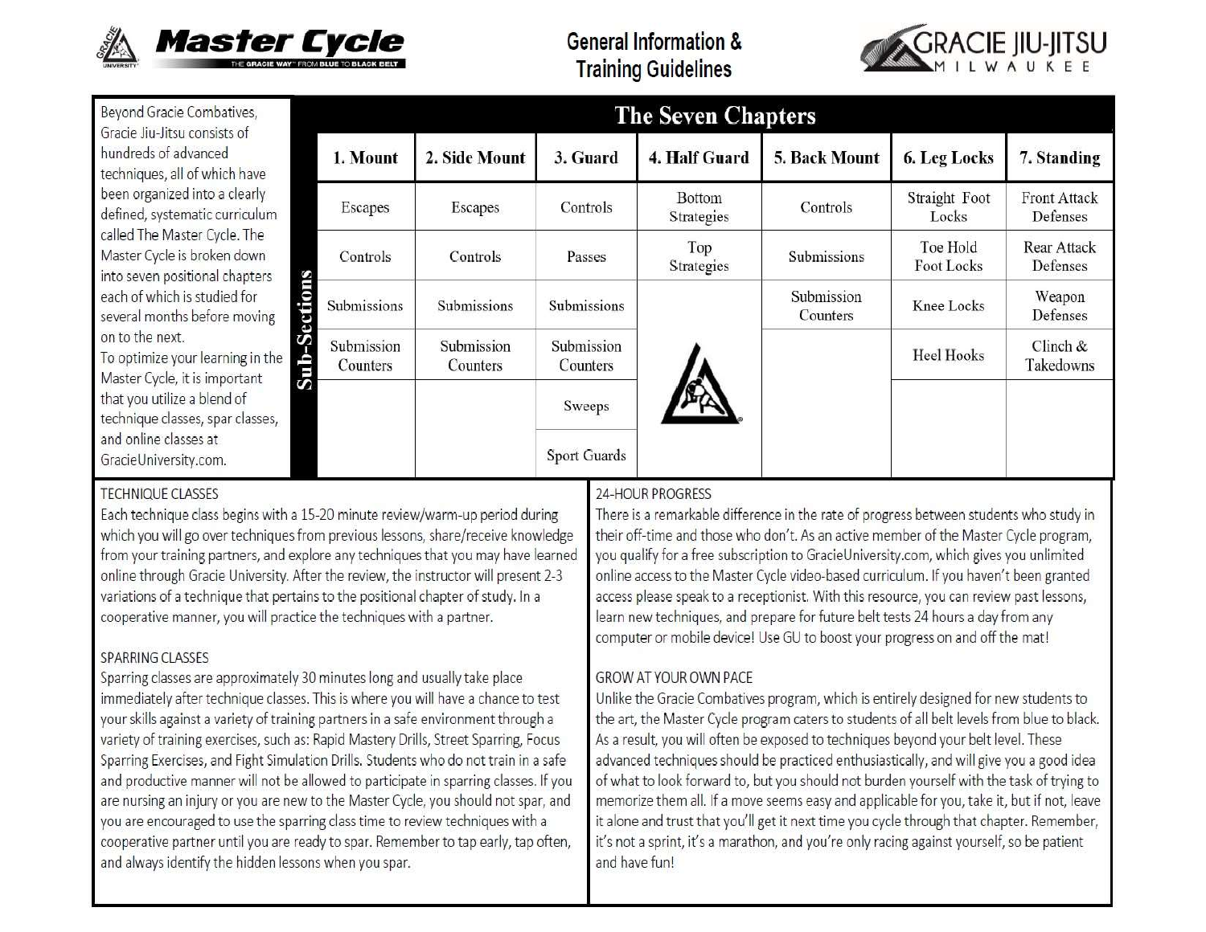# General Information & Training Guidelines

Beyond Gracie Combatives, Gracie Jiu-Jitsu consists of hundreds of advanced techniques, all of which have been organized into a clearly defined, systematic curriculum called The Master Cycle. The Master Cycle is broken down into seven positional chapters each of which is studied for several months before moving on to the next.

To optimize your learning in the Master Cycle, it is important that you utilize a blend of technique classes, spar classes, and online classes at GracieUniversity.com.

## The Seven Chapters

| | 1. Mount | 2. Side Mount | 3. Guard | 4. Half Guard | 5. Back Mount | 6. Leg Locks | 7. Standing |
|---|---|---|---|---|---|---|---|
| Sub-Sections | Escapes | Escapes | Controls | Bottom Strategies | Controls | Straight Foot Locks | Front Attack Defenses |
| | Controls | Controls | Passes | Top Strategies | Submissions | Toe Hold Foot Locks | Rear Attack Defenses |
| | Submissions | Submissions | Submissions | | Submission Counters | Knee Locks | Weapon Defenses |
| | Submission Counters | Submission Counters | Submission Counters | | | Heel Hooks | Clinch & Takedowns |
| | | | Sweeps | | | | |
| | | | Sport Guards | | | | |

### TECHNIQUE CLASSES

Each technique class begins with a 15-20 minute review/warm-up period during which you will go over techniques from previous lessons, share/receive knowledge from your training partners, and explore any techniques that you may have learned online through Gracie University. After the review, the instructor will present 2-3 variations of a technique that pertains to the positional chapter of study. In a cooperative manner, you will practice the techniques with a partner.

### SPARRING CLASSES

Sparring classes are approximately 30 minutes long and usually take place immediately after technique classes. This is where you will have a chance to test your skills against a variety of training partners in a safe environment through a variety of training exercises, such as: Rapid Mastery Drills, Street Sparring, Focus Sparring Exercises, and Fight Simulation Drills. Students who do not train in a safe and productive manner will not be allowed to participate in sparring classes. If you are nursing an injury or you are new to the Master Cycle, you should not spar, and you are encouraged to use the sparring class time to review techniques with a cooperative partner until you are ready to spar. Remember to tap early, tap often, and always identify the hidden lessons when you spar.

### 24-HOUR PROGRESS

There is a remarkable difference in the rate of progress between students who study in their off-time and those who don't. As an active member of the Master Cycle program, you qualify for a free subscription to GracieUniversity.com, which gives you unlimited online access to the Master Cycle video-based curriculum. If you haven't been granted access please speak to a receptionist. With this resource, you can review past lessons, learn new techniques, and prepare for future belt tests 24 hours a day from any computer or mobile device! Use GU to boost your progress on and off the mat!

### GROW AT YOUR OWN PACE

Unlike the Gracie Combatives program, which is entirely designed for new students to the art, the Master Cycle program caters to students of all belt levels from blue to black. As a result, you will often be exposed to techniques beyond your belt level. These advanced techniques should be practiced enthusiastically, and will give you a good idea of what to look forward to, but you should not burden yourself with the task of trying to memorize them all. If a move seems easy and applicable for you, take it, but if not, leave it alone and trust that you'll get it next time you cycle through that chapter. Remember, it's not a sprint, it's a marathon, and you're only racing against yourself, so be patient and have fun!